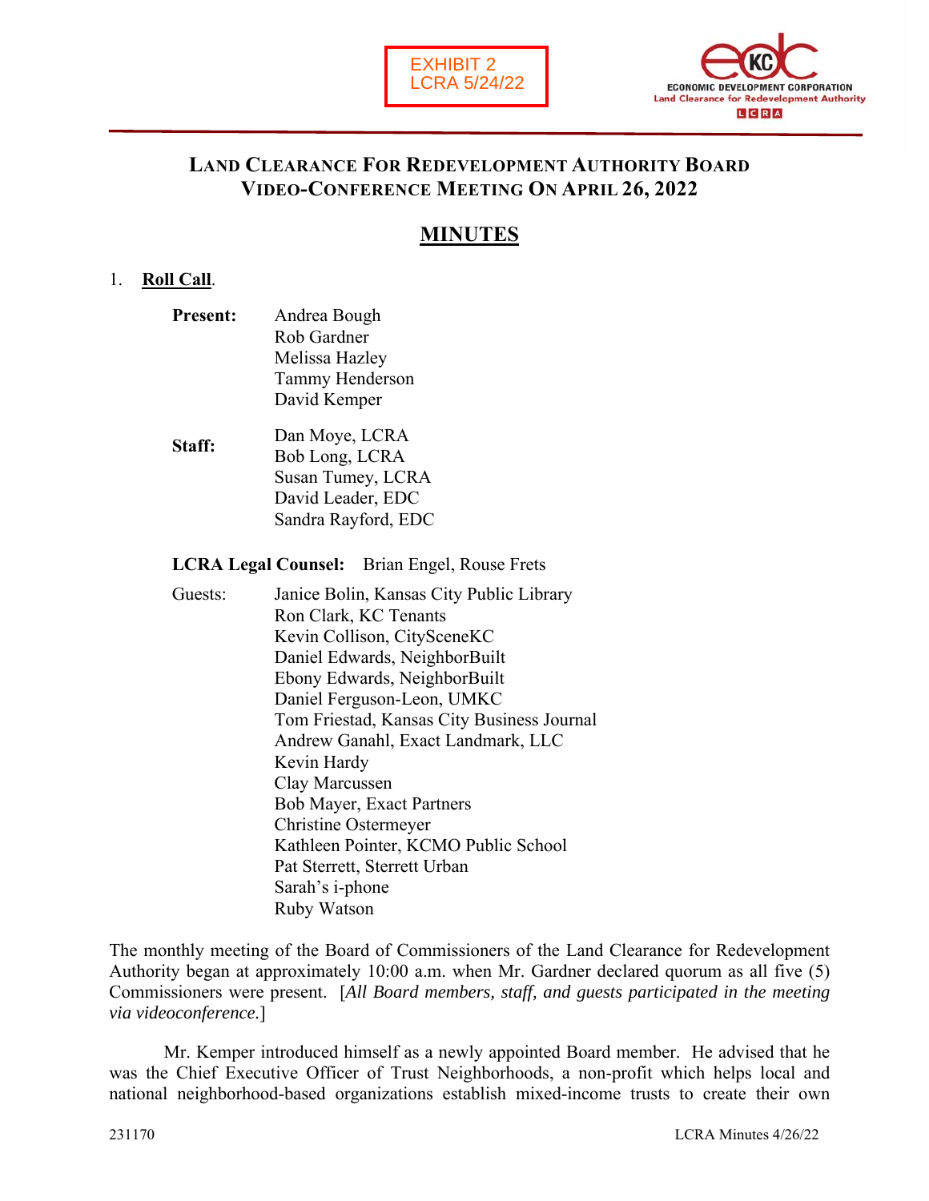EXHIBIT 2
LCRA 5/24/22

# LAND CLEARANCE FOR REDEVELOPMENT AUTHORITY BOARD VIDEO-CONFERENCE MEETING ON APRIL 26, 2022

## MINUTES

1. **Roll Call**.

**Present:**
Andrea Bough
Rob Gardner
Melissa Hazley
Tammy Henderson
David Kemper

**Staff:**
Dan Moye, LCRA
Bob Long, LCRA
Susan Tumey, LCRA
David Leader, EDC
Sandra Rayford, EDC

**LCRA Legal Counsel:** Brian Engel, Rouse Frets

Guests:
Janice Bolin, Kansas City Public Library
Ron Clark, KC Tenants
Kevin Collison, CitySceneKC
Daniel Edwards, NeighborBuilt
Ebony Edwards, NeighborBuilt
Daniel Ferguson-Leon, UMKC
Tom Friestad, Kansas City Business Journal
Andrew Ganahl, Exact Landmark, LLC
Kevin Hardy
Clay Marcussen
Bob Mayer, Exact Partners
Christine Ostermeyer
Kathleen Pointer, KCMO Public School
Pat Sterrett, Sterrett Urban
Sarah's i-phone
Ruby Watson

The monthly meeting of the Board of Commissioners of the Land Clearance for Redevelopment Authority began at approximately 10:00 a.m. when Mr. Gardner declared quorum as all five (5) Commissioners were present. [*All Board members, staff, and guests participated in the meeting via videoconference.*]

Mr. Kemper introduced himself as a newly appointed Board member. He advised that he was the Chief Executive Officer of Trust Neighborhoods, a non-profit which helps local and national neighborhood-based organizations establish mixed-income trusts to create their own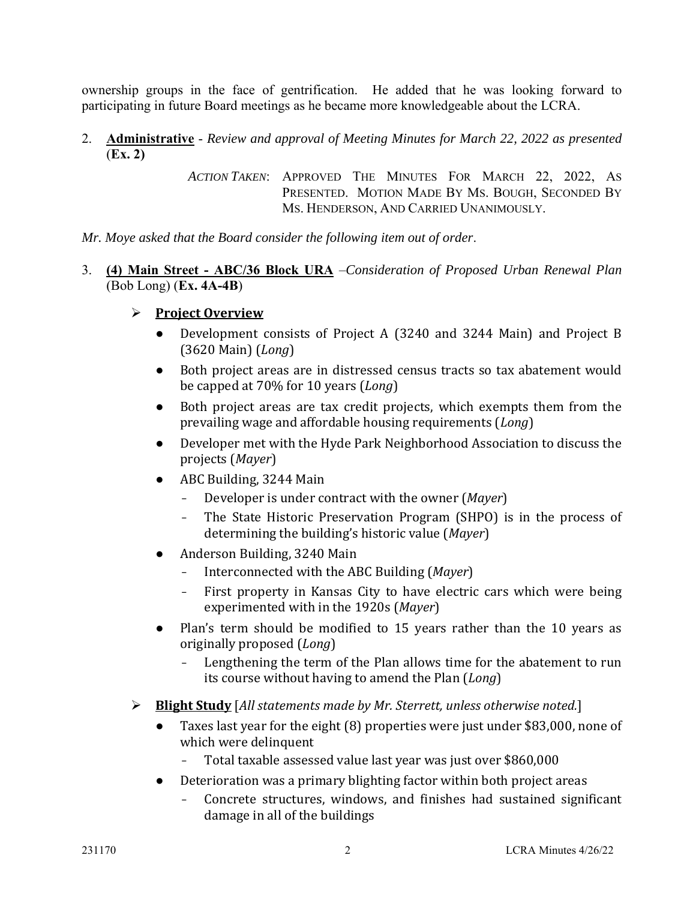ownership groups in the face of gentrification. He added that he was looking forward to participating in future Board meetings as he became more knowledgeable about the LCRA.

2. **Administrative** - *Review and approval of Meeting Minutes for March 22, 2022 as presented* (**Ex. 2)**

   *ACTION TAKEN*: APPROVED THE MINUTES FOR MARCH 22, 2022, AS PRESENTED. MOTION MADE BY MS. BOUGH, SECONDED BY MS. HENDERSON, AND CARRIED UNANIMOUSLY.

*Mr. Moye asked that the Board consider the following item out of order*.

3. **(4) Main Street - ABC/36 Block URA** –*Consideration of Proposed Urban Renewal Plan* (Bob Long) (**Ex. 4A-4B**)

   - **Project Overview**
     - Development consists of Project A (3240 and 3244 Main) and Project B (3620 Main) (*Long*)
     - Both project areas are in distressed census tracts so tax abatement would be capped at 70% for 10 years (*Long*)
     - Both project areas are tax credit projects, which exempts them from the prevailing wage and affordable housing requirements (*Long*)
     - Developer met with the Hyde Park Neighborhood Association to discuss the projects (*Mayer*)
     - ABC Building, 3244 Main
       - Developer is under contract with the owner (*Mayer*)
       - The State Historic Preservation Program (SHPO) is in the process of determining the building's historic value (*Mayer*)
     - Anderson Building, 3240 Main
       - Interconnected with the ABC Building (*Mayer*)
       - First property in Kansas City to have electric cars which were being experimented with in the 1920s (*Mayer*)
     - Plan's term should be modified to 15 years rather than the 10 years as originally proposed (*Long*)
       - Lengthening the term of the Plan allows time for the abatement to run its course without having to amend the Plan (*Long*)

   - **Blight Study** [*All statements made by Mr. Sterrett, unless otherwise noted.*]
     - Taxes last year for the eight (8) properties were just under $83,000, none of which were delinquent
       - Total taxable assessed value last year was just over $860,000
     - Deterioration was a primary blighting factor within both project areas
       - Concrete structures, windows, and finishes had sustained significant damage in all of the buildings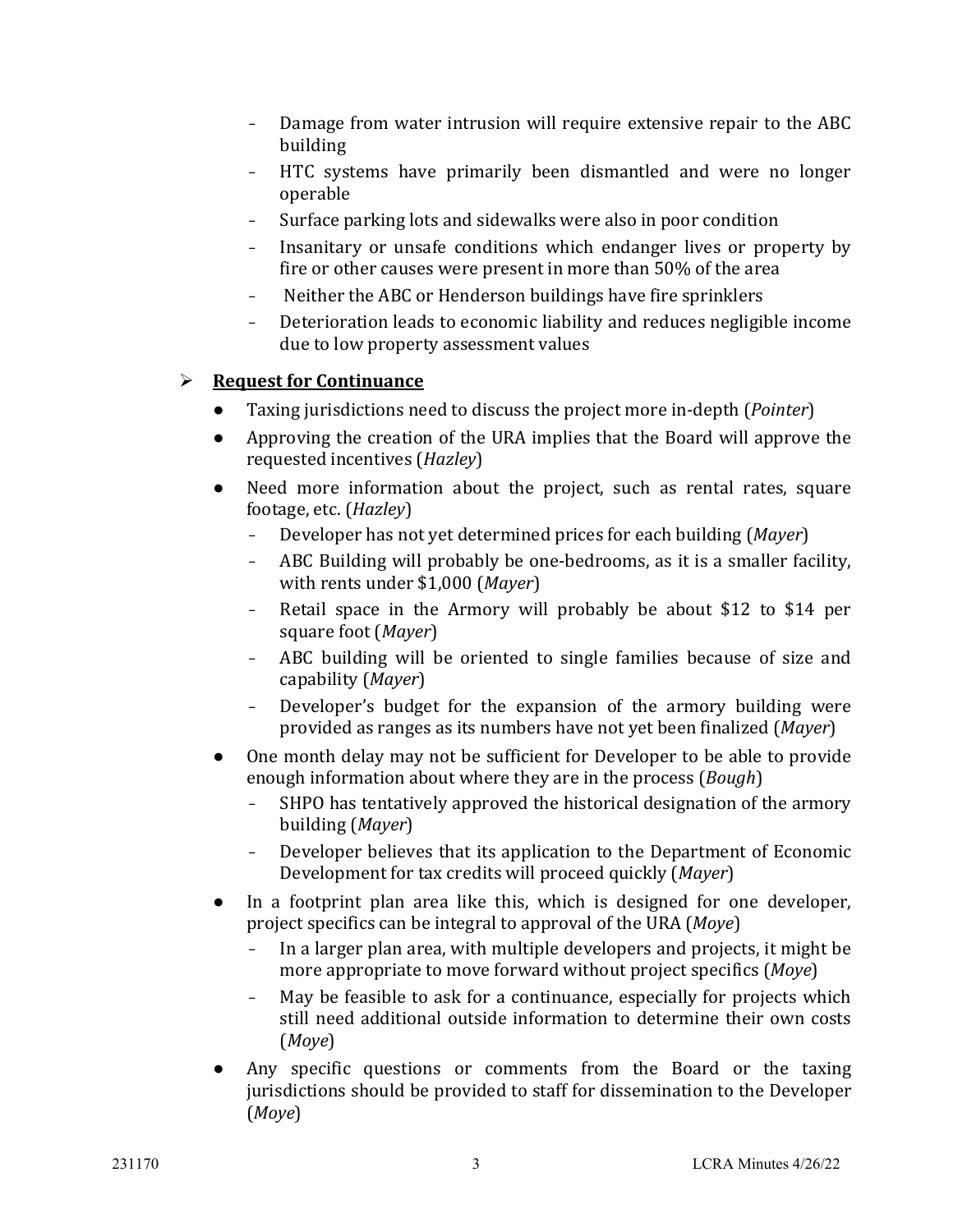- Damage from water intrusion will require extensive repair to the ABC building
- HTC systems have primarily been dismantled and were no longer operable
- Surface parking lots and sidewalks were also in poor condition
- Insanitary or unsafe conditions which endanger lives or property by fire or other causes were present in more than 50% of the area
- Neither the ABC or Henderson buildings have fire sprinklers
- Deterioration leads to economic liability and reduces negligible income due to low property assessment values

➢ **Request for Continuance**

- Taxing jurisdictions need to discuss the project more in-depth (*Pointer*)
- Approving the creation of the URA implies that the Board will approve the requested incentives (*Hazley*)
- Need more information about the project, such as rental rates, square footage, etc. (*Hazley*)
  - Developer has not yet determined prices for each building (*Mayer*)
  - ABC Building will probably be one-bedrooms, as it is a smaller facility, with rents under $1,000 (*Mayer*)
  - Retail space in the Armory will probably be about $12 to $14 per square foot (*Mayer*)
  - ABC building will be oriented to single families because of size and capability (*Mayer*)
  - Developer's budget for the expansion of the armory building were provided as ranges as its numbers have not yet been finalized (*Mayer*)
- One month delay may not be sufficient for Developer to be able to provide enough information about where they are in the process (*Bough*)
  - SHPO has tentatively approved the historical designation of the armory building (*Mayer*)
  - Developer believes that its application to the Department of Economic Development for tax credits will proceed quickly (*Mayer*)
- In a footprint plan area like this, which is designed for one developer, project specifics can be integral to approval of the URA (*Moye*)
  - In a larger plan area, with multiple developers and projects, it might be more appropriate to move forward without project specifics (*Moye*)
  - May be feasible to ask for a continuance, especially for projects which still need additional outside information to determine their own costs (*Moye*)
- Any specific questions or comments from the Board or the taxing jurisdictions should be provided to staff for dissemination to the Developer (*Moye*)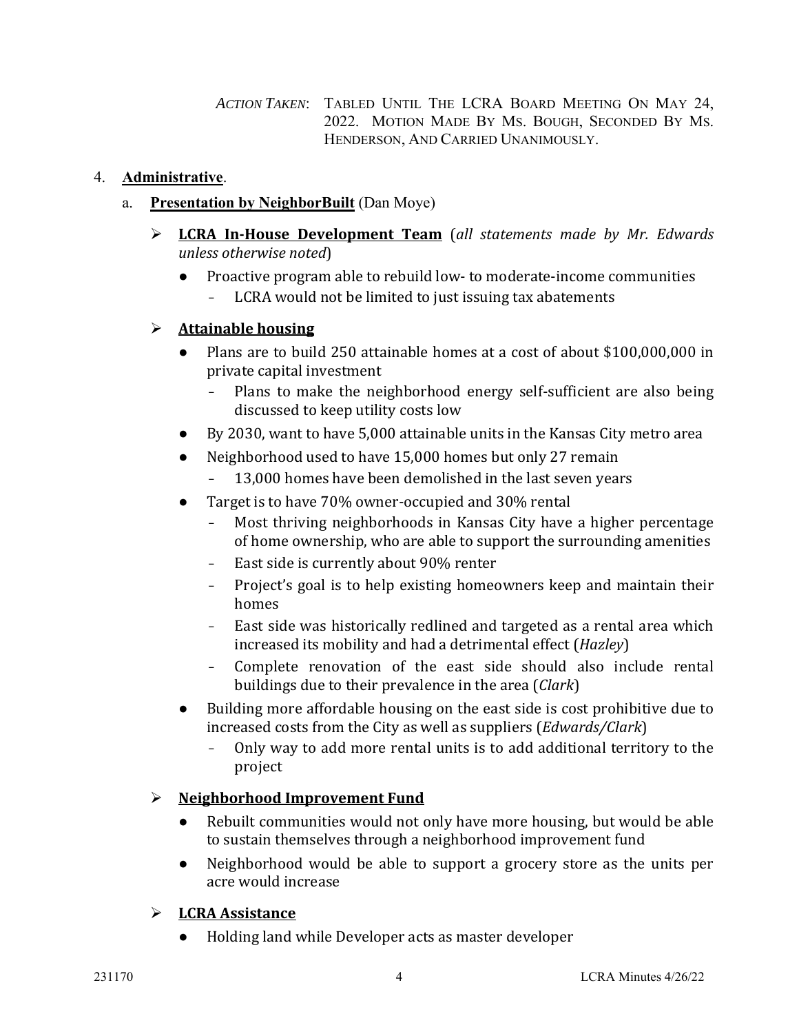*ACTION TAKEN*: TABLED UNTIL THE LCRA BOARD MEETING ON MAY 24, 2022. MOTION MADE BY MS. BOUGH, SECONDED BY MS. HENDERSON, AND CARRIED UNANIMOUSLY.

4. **Administrative**.

   a. **Presentation by NeighborBuilt** (Dan Moye)

      - **LCRA In-House Development Team** (*all statements made by Mr. Edwards unless otherwise noted*)
        - Proactive program able to rebuild low- to moderate-income communities
          - LCRA would not be limited to just issuing tax abatements

      - **Attainable housing**
        - Plans are to build 250 attainable homes at a cost of about $100,000,000 in private capital investment
          - Plans to make the neighborhood energy self-sufficient are also being discussed to keep utility costs low
        - By 2030, want to have 5,000 attainable units in the Kansas City metro area
        - Neighborhood used to have 15,000 homes but only 27 remain
          - 13,000 homes have been demolished in the last seven years
        - Target is to have 70% owner-occupied and 30% rental
          - Most thriving neighborhoods in Kansas City have a higher percentage of home ownership, who are able to support the surrounding amenities
          - East side is currently about 90% renter
          - Project's goal is to help existing homeowners keep and maintain their homes
          - East side was historically redlined and targeted as a rental area which increased its mobility and had a detrimental effect (*Hazley*)
          - Complete renovation of the east side should also include rental buildings due to their prevalence in the area (*Clark*)
        - Building more affordable housing on the east side is cost prohibitive due to increased costs from the City as well as suppliers (*Edwards/Clark*)
          - Only way to add more rental units is to add additional territory to the project

      - **Neighborhood Improvement Fund**
        - Rebuilt communities would not only have more housing, but would be able to sustain themselves through a neighborhood improvement fund
        - Neighborhood would be able to support a grocery store as the units per acre would increase

      - **LCRA Assistance**
        - Holding land while Developer acts as master developer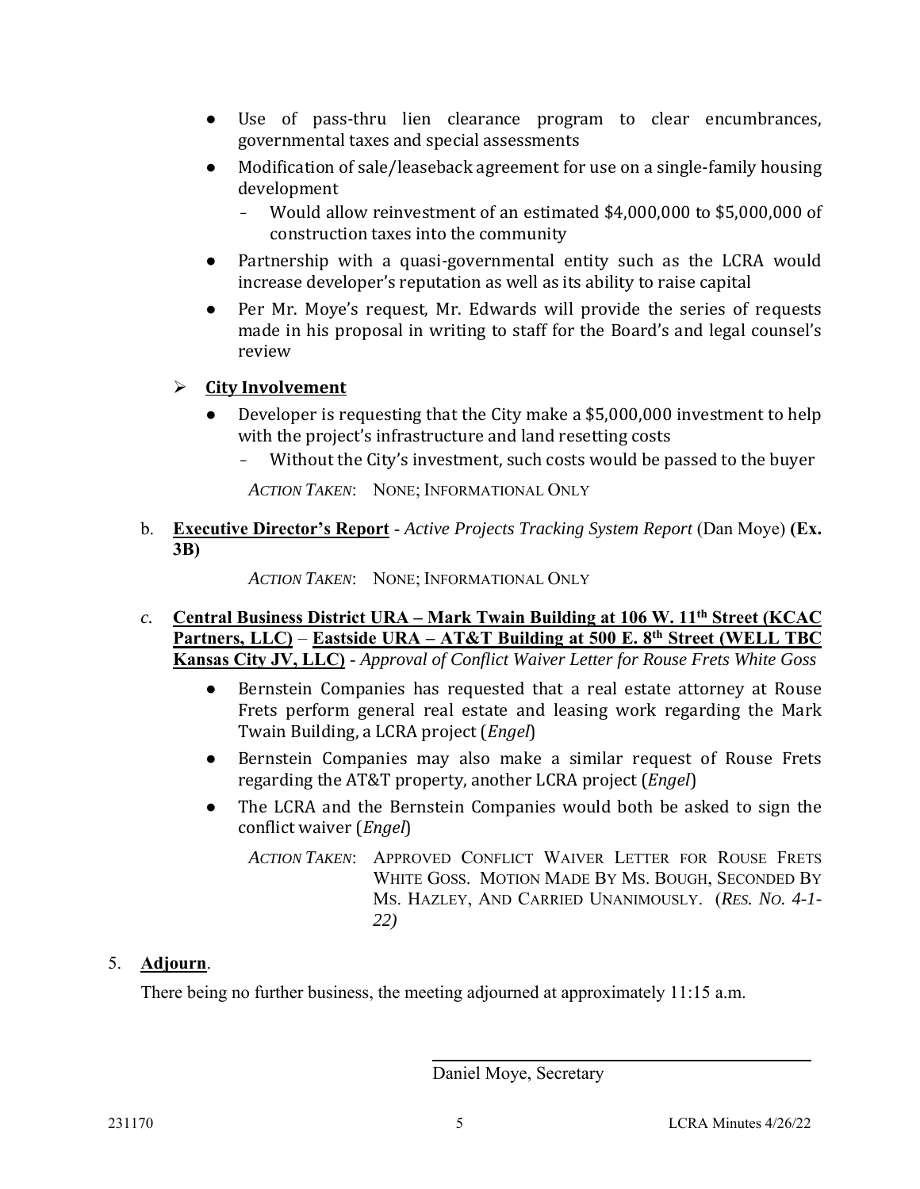- Use of pass-thru lien clearance program to clear encumbrances, governmental taxes and special assessments
- Modification of sale/leaseback agreement for use on a single-family housing development
  - Would allow reinvestment of an estimated $4,000,000 to $5,000,000 of construction taxes into the community
- Partnership with a quasi-governmental entity such as the LCRA would increase developer's reputation as well as its ability to raise capital
- Per Mr. Moye's request, Mr. Edwards will provide the series of requests made in his proposal in writing to staff for the Board's and legal counsel's review

➢ **City Involvement**

- Developer is requesting that the City make a $5,000,000 investment to help with the project's infrastructure and land resetting costs
  - Without the City's investment, such costs would be passed to the buyer

*ACTION TAKEN*: NONE; INFORMATIONAL ONLY

b. **Executive Director's Report** - *Active Projects Tracking System Report* (Dan Moye) **(Ex. 3B)**

*ACTION TAKEN*: NONE; INFORMATIONAL ONLY

*c.* **Central Business District URA – Mark Twain Building at 106 W. 11th Street (KCAC Partners, LLC)** – **Eastside URA – AT&T Building at 500 E. 8th Street (WELL TBC Kansas City JV, LLC)** - *Approval of Conflict Waiver Letter for Rouse Frets White Goss*

- Bernstein Companies has requested that a real estate attorney at Rouse Frets perform general real estate and leasing work regarding the Mark Twain Building, a LCRA project (*Engel*)
- Bernstein Companies may also make a similar request of Rouse Frets regarding the AT&T property, another LCRA project (*Engel*)
- The LCRA and the Bernstein Companies would both be asked to sign the conflict waiver (*Engel*)

*ACTION TAKEN*: APPROVED CONFLICT WAIVER LETTER FOR ROUSE FRETS WHITE GOSS. MOTION MADE BY MS. BOUGH, SECONDED BY MS. HAZLEY, AND CARRIED UNANIMOUSLY. (*RES. NO. 4-1-22)*

5. **Adjourn**.

There being no further business, the meeting adjourned at approximately 11:15 a.m.

Daniel Moye, Secretary